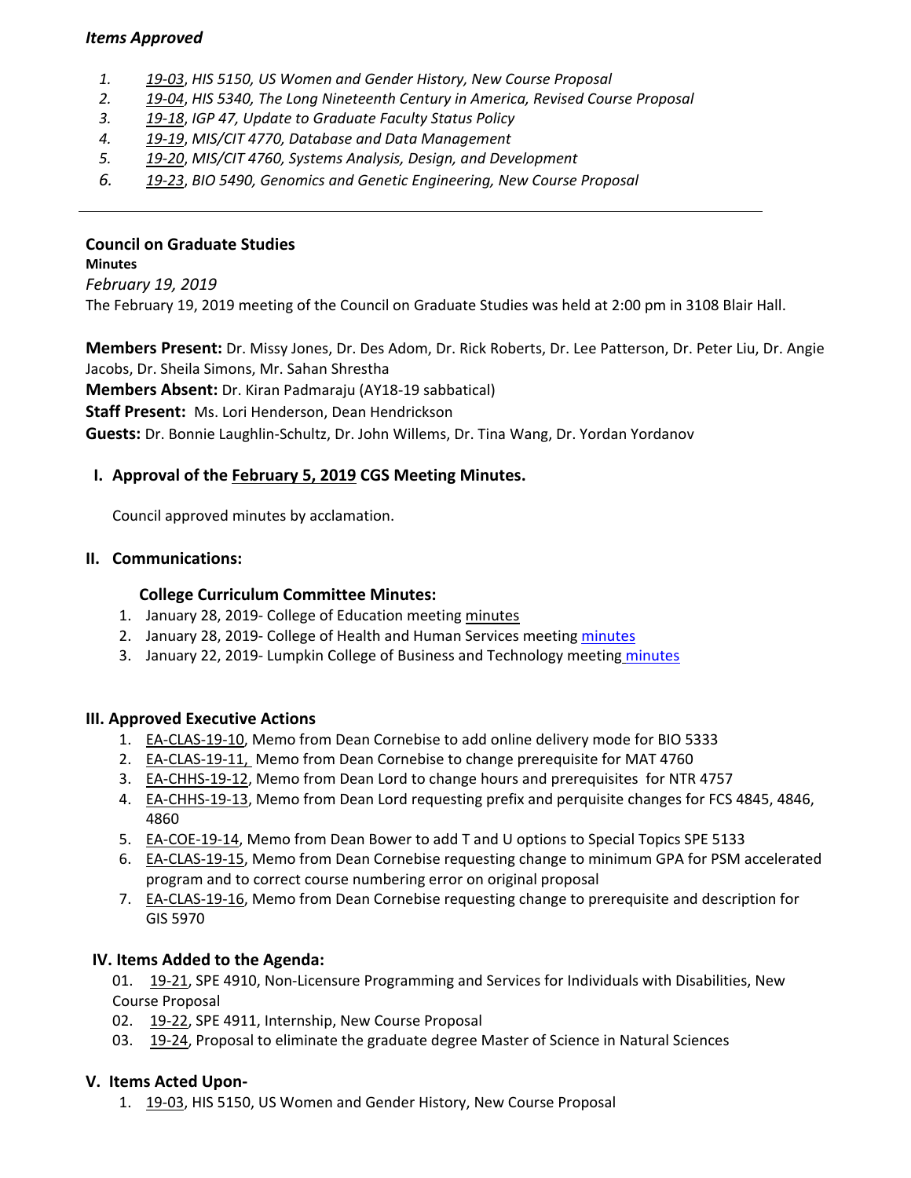*Items Approved*

1. *19-03, HIS 5150, US Women and Gender History, New Course Proposal*
2. *19-04, HIS 5340, The Long Nineteenth Century in America, Revised Course Proposal*
3. *19-18, IGP 47, Update to Graduate Faculty Status Policy*
4. *19-19, MIS/CIT 4770, Database and Data Management*
5. *19-20, MIS/CIT 4760, Systems Analysis, Design, and Development*
6. *19-23, BIO 5490, Genomics and Genetic Engineering, New Course Proposal*

---

## Council on Graduate Studies

**Minutes**

*February 19, 2019*

The February 19, 2019 meeting of the Council on Graduate Studies was held at 2:00 pm in 3108 Blair Hall.

**Members Present:** Dr. Missy Jones, Dr. Des Adom, Dr. Rick Roberts, Dr. Lee Patterson, Dr. Peter Liu, Dr. Angie Jacobs, Dr. Sheila Simons, Mr. Sahan Shrestha

**Members Absent:** Dr. Kiran Padmaraju (AY18-19 sabbatical)

**Staff Present:** Ms. Lori Henderson, Dean Hendrickson

**Guests:** Dr. Bonnie Laughlin-Schultz, Dr. John Willems, Dr. Tina Wang, Dr. Yordan Yordanov

### I. Approval of the February 5, 2019 CGS Meeting Minutes.

Council approved minutes by acclamation.

### II. Communications:

**College Curriculum Committee Minutes:**

1. January 28, 2019- College of Education meeting minutes
2. January 28, 2019- College of Health and Human Services meeting minutes
3. January 22, 2019- Lumpkin College of Business and Technology meeting minutes

### III. Approved Executive Actions

1. EA-CLAS-19-10, Memo from Dean Cornebise to add online delivery mode for BIO 5333
2. EA-CLAS-19-11, Memo from Dean Cornebise to change prerequisite for MAT 4760
3. EA-CHHS-19-12, Memo from Dean Lord to change hours and prerequisites for NTR 4757
4. EA-CHHS-19-13, Memo from Dean Lord requesting prefix and perquisite changes for FCS 4845, 4846, 4860
5. EA-COE-19-14, Memo from Dean Bower to add T and U options to Special Topics SPE 5133
6. EA-CLAS-19-15, Memo from Dean Cornebise requesting change to minimum GPA for PSM accelerated program and to correct course numbering error on original proposal
7. EA-CLAS-19-16, Memo from Dean Cornebise requesting change to prerequisite and description for GIS 5970

### IV. Items Added to the Agenda:

01. 19-21, SPE 4910, Non-Licensure Programming and Services for Individuals with Disabilities, New Course Proposal

02. 19-22, SPE 4911, Internship, New Course Proposal

03. 19-24, Proposal to eliminate the graduate degree Master of Science in Natural Sciences

### V. Items Acted Upon-

1. 19-03, HIS 5150, US Women and Gender History, New Course Proposal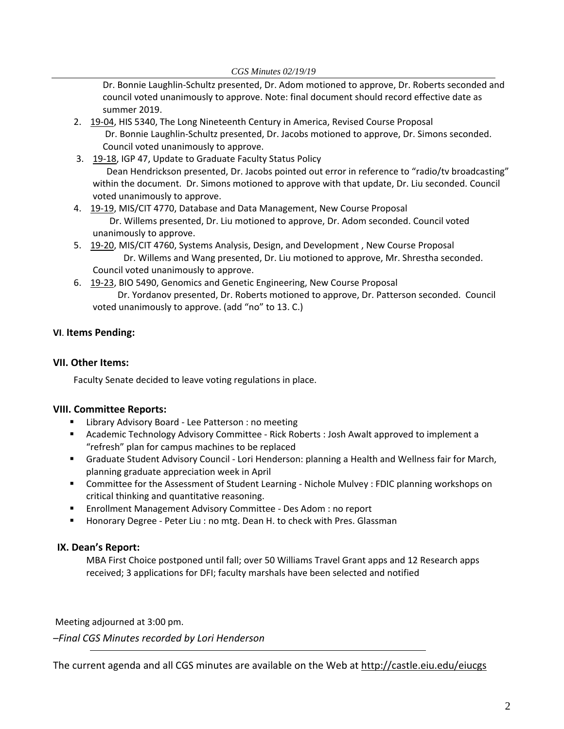Dr. Bonnie Laughlin-Schultz presented, Dr. Adom motioned to approve, Dr. Roberts seconded and council voted unanimously to approve. Note: final document should record effective date as summer 2019.

2. 19-04, HIS 5340, The Long Nineteenth Century in America, Revised Course Proposal
   Dr. Bonnie Laughlin-Schultz presented, Dr. Jacobs motioned to approve, Dr. Simons seconded. Council voted unanimously to approve.
3. 19-18, IGP 47, Update to Graduate Faculty Status Policy
   Dean Hendrickson presented, Dr. Jacobs pointed out error in reference to "radio/tv broadcasting" within the document. Dr. Simons motioned to approve with that update, Dr. Liu seconded. Council voted unanimously to approve.
4. 19-19, MIS/CIT 4770, Database and Data Management, New Course Proposal
   Dr. Willems presented, Dr. Liu motioned to approve, Dr. Adom seconded. Council voted unanimously to approve.
5. 19-20, MIS/CIT 4760, Systems Analysis, Design, and Development , New Course Proposal
   Dr. Willems and Wang presented, Dr. Liu motioned to approve, Mr. Shrestha seconded. Council voted unanimously to approve.
6. 19-23, BIO 5490, Genomics and Genetic Engineering, New Course Proposal
   Dr. Yordanov presented, Dr. Roberts motioned to approve, Dr. Patterson seconded. Council voted unanimously to approve. (add "no" to 13. C.)

## VI. Items Pending:

## VII. Other Items:

Faculty Senate decided to leave voting regulations in place.

## VIII. Committee Reports:

- Library Advisory Board - Lee Patterson : no meeting
- Academic Technology Advisory Committee - Rick Roberts : Josh Awalt approved to implement a "refresh" plan for campus machines to be replaced
- Graduate Student Advisory Council - Lori Henderson: planning a Health and Wellness fair for March, planning graduate appreciation week in April
- Committee for the Assessment of Student Learning - Nichole Mulvey : FDIC planning workshops on critical thinking and quantitative reasoning.
- Enrollment Management Advisory Committee - Des Adom : no report
- Honorary Degree - Peter Liu : no mtg. Dean H. to check with Pres. Glassman

## IX. Dean's Report:

MBA First Choice postponed until fall; over 50 Williams Travel Grant apps and 12 Research apps received; 3 applications for DFI; faculty marshals have been selected and notified

Meeting adjourned at 3:00 pm.

*–Final CGS Minutes recorded by Lori Henderson*

The current agenda and all CGS minutes are available on the Web at http://castle.eiu.edu/eiucgs